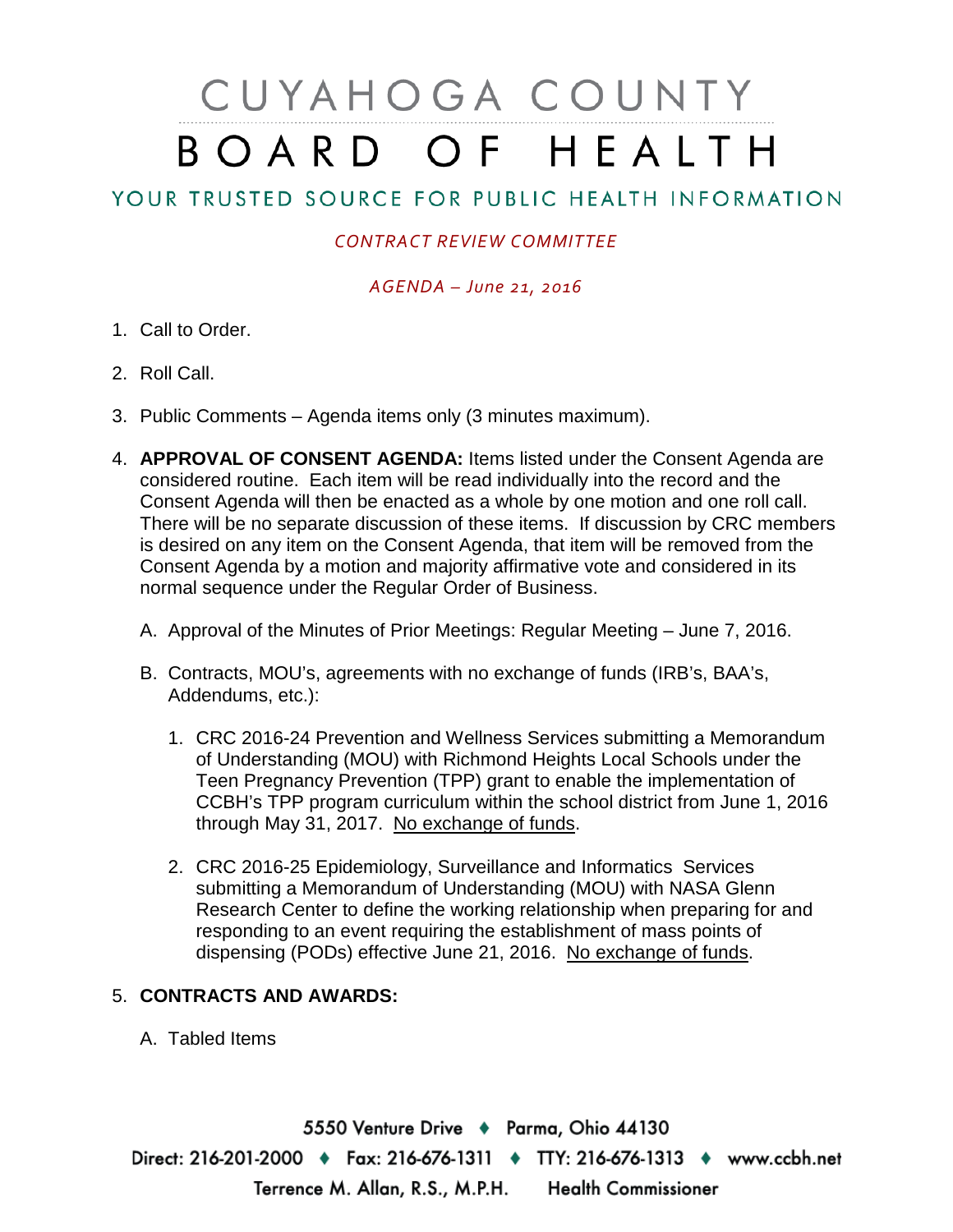# CUYAHOGA COUNTY BOARD OF HEALTH

## YOUR TRUSTED SOURCE FOR PUBLIC HEALTH INFORMATION

*CONTRACT REVIEW COMMITTEE*

*AGENDA – June 21, 2016*

1. Call to Order.

2. Roll Call.

3. Public Comments – Agenda items only (3 minutes maximum).

4. **APPROVAL OF CONSENT AGENDA:** Items listed under the Consent Agenda are considered routine. Each item will be read individually into the record and the Consent Agenda will then be enacted as a whole by one motion and one roll call. There will be no separate discussion of these items. If discussion by CRC members is desired on any item on the Consent Agenda, that item will be removed from the Consent Agenda by a motion and majority affirmative vote and considered in its normal sequence under the Regular Order of Business.

   A. Approval of the Minutes of Prior Meetings: Regular Meeting – June 7, 2016.

   B. Contracts, MOU's, agreements with no exchange of funds (IRB's, BAA's, Addendums, etc.):

      1. CRC 2016-24 Prevention and Wellness Services submitting a Memorandum of Understanding (MOU) with Richmond Heights Local Schools under the Teen Pregnancy Prevention (TPP) grant to enable the implementation of CCBH's TPP program curriculum within the school district from June 1, 2016 through May 31, 2017. No exchange of funds.

      2. CRC 2016-25 Epidemiology, Surveillance and Informatics Services submitting a Memorandum of Understanding (MOU) with NASA Glenn Research Center to define the working relationship when preparing for and responding to an event requiring the establishment of mass points of dispensing (PODs) effective June 21, 2016. No exchange of funds.

5. **CONTRACTS AND AWARDS:**

   A. Tabled Items

5550 Venture Drive ♦ Parma, Ohio 44130
Direct: 216-201-2000 ♦ Fax: 216-676-1311 ♦ TTY: 216-676-1313 ♦ www.ccbh.net
Terrence M. Allan, R.S., M.P.H. Health Commissioner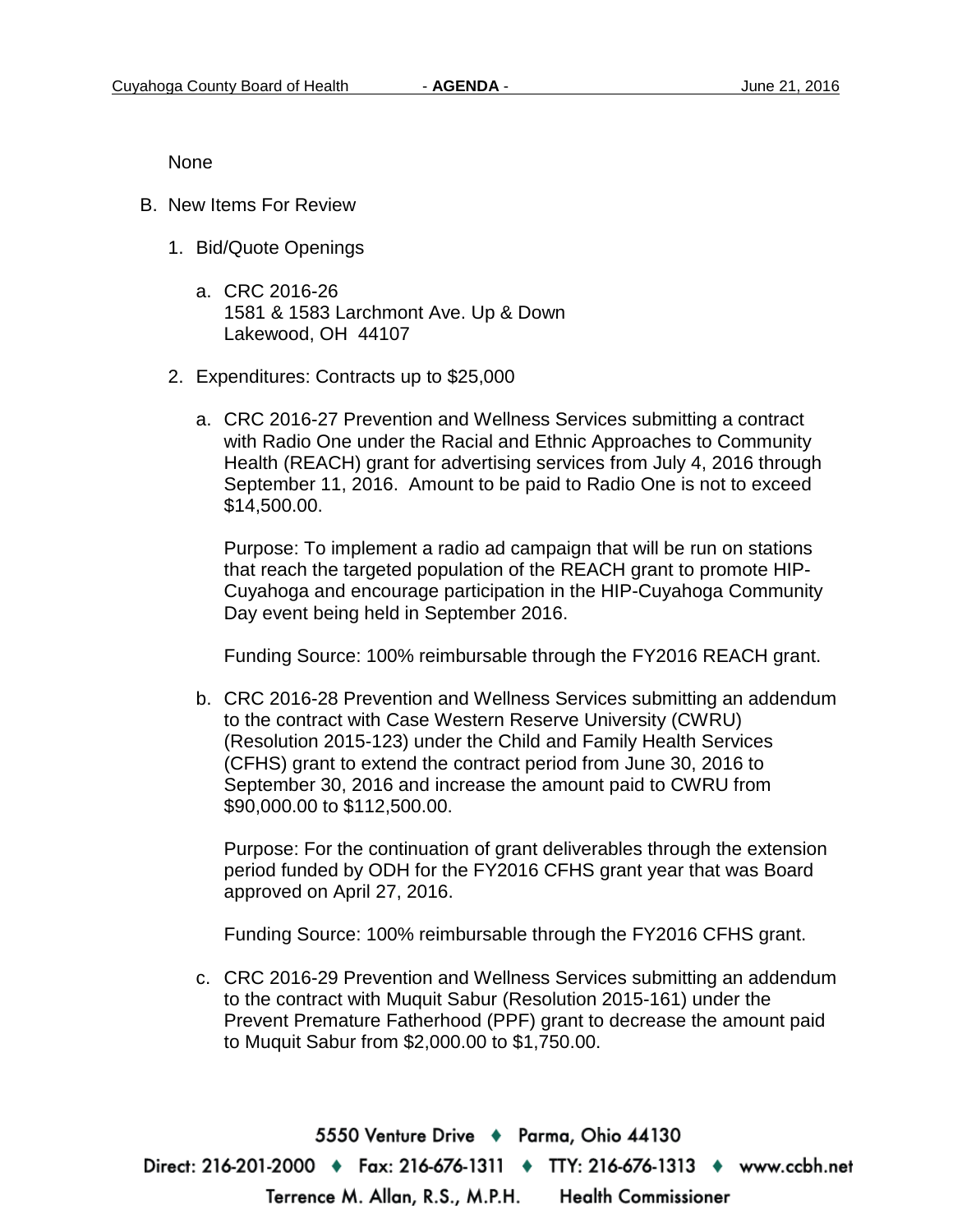None

B. New Items For Review

1. Bid/Quote Openings

   a. CRC 2016-26
      1581 & 1583 Larchmont Ave. Up & Down
      Lakewood, OH 44107

2. Expenditures: Contracts up to $25,000

   a. CRC 2016-27 Prevention and Wellness Services submitting a contract with Radio One under the Racial and Ethnic Approaches to Community Health (REACH) grant for advertising services from July 4, 2016 through September 11, 2016. Amount to be paid to Radio One is not to exceed $14,500.00.

      Purpose: To implement a radio ad campaign that will be run on stations that reach the targeted population of the REACH grant to promote HIP-Cuyahoga and encourage participation in the HIP-Cuyahoga Community Day event being held in September 2016.

      Funding Source: 100% reimbursable through the FY2016 REACH grant.

   b. CRC 2016-28 Prevention and Wellness Services submitting an addendum to the contract with Case Western Reserve University (CWRU) (Resolution 2015-123) under the Child and Family Health Services (CFHS) grant to extend the contract period from June 30, 2016 to September 30, 2016 and increase the amount paid to CWRU from $90,000.00 to $112,500.00.

      Purpose: For the continuation of grant deliverables through the extension period funded by ODH for the FY2016 CFHS grant year that was Board approved on April 27, 2016.

      Funding Source: 100% reimbursable through the FY2016 CFHS grant.

   c. CRC 2016-29 Prevention and Wellness Services submitting an addendum to the contract with Muquit Sabur (Resolution 2015-161) under the Prevent Premature Fatherhood (PPF) grant to decrease the amount paid to Muquit Sabur from $2,000.00 to $1,750.00.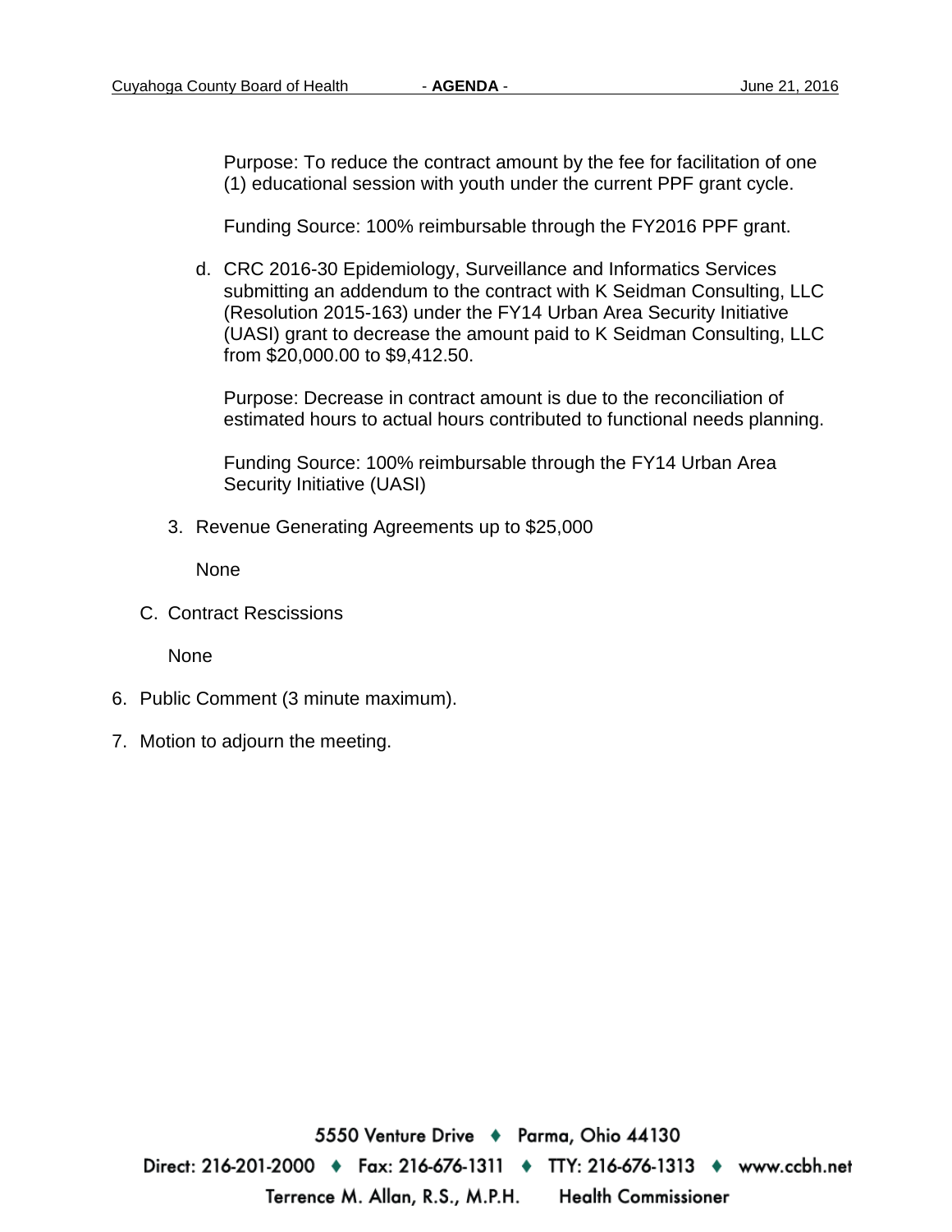Purpose: To reduce the contract amount by the fee for facilitation of one (1) educational session with youth under the current PPF grant cycle.

Funding Source: 100% reimbursable through the FY2016 PPF grant.

d. CRC 2016-30 Epidemiology, Surveillance and Informatics Services submitting an addendum to the contract with K Seidman Consulting, LLC (Resolution 2015-163) under the FY14 Urban Area Security Initiative (UASI) grant to decrease the amount paid to K Seidman Consulting, LLC from $20,000.00 to $9,412.50.

   Purpose: Decrease in contract amount is due to the reconciliation of estimated hours to actual hours contributed to functional needs planning.

   Funding Source: 100% reimbursable through the FY14 Urban Area Security Initiative (UASI)

3. Revenue Generating Agreements up to $25,000

   None

C. Contract Rescissions

   None

6. Public Comment (3 minute maximum).

7. Motion to adjourn the meeting.